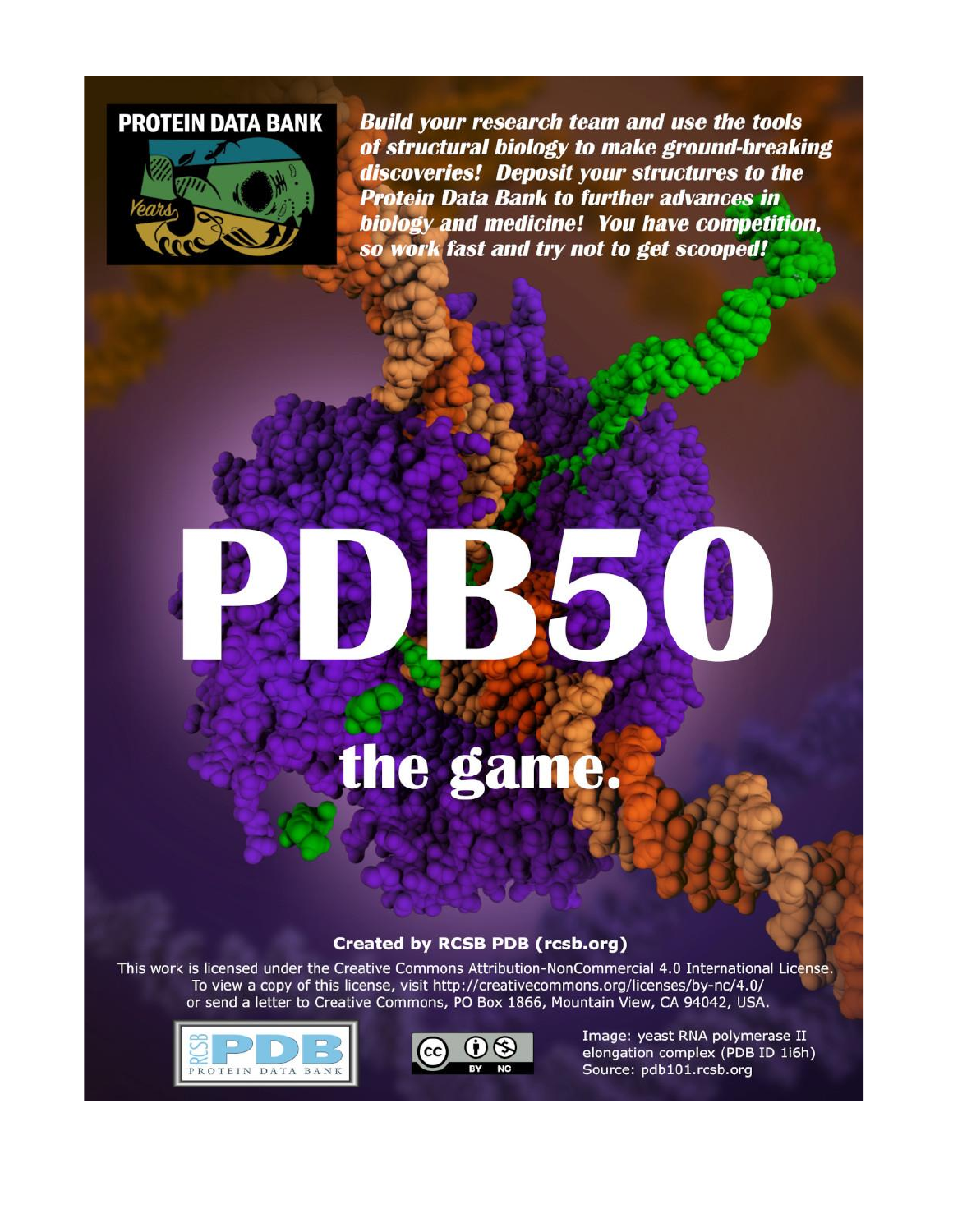**PROTEIN DATA BANK**

***Build your research team and use the tools of structural biology to make ground-breaking discoveries! Deposit your structures to the Protein Data Bank to further advances in biology and medicine! You have competition, so work fast and try not to get scooped!***

# PDB50

## the game.

**Created by RCSB PDB (rcsb.org)**

This work is licensed under the Creative Commons Attribution-NonCommercial 4.0 International License. To view a copy of this license, visit http://creativecommons.org/licenses/by-nc/4.0/ or send a letter to Creative Commons, PO Box 1866, Mountain View, CA 94042, USA.

Image: yeast RNA polymerase II elongation complex (PDB ID 1i6h)
Source: pdb101.rcsb.org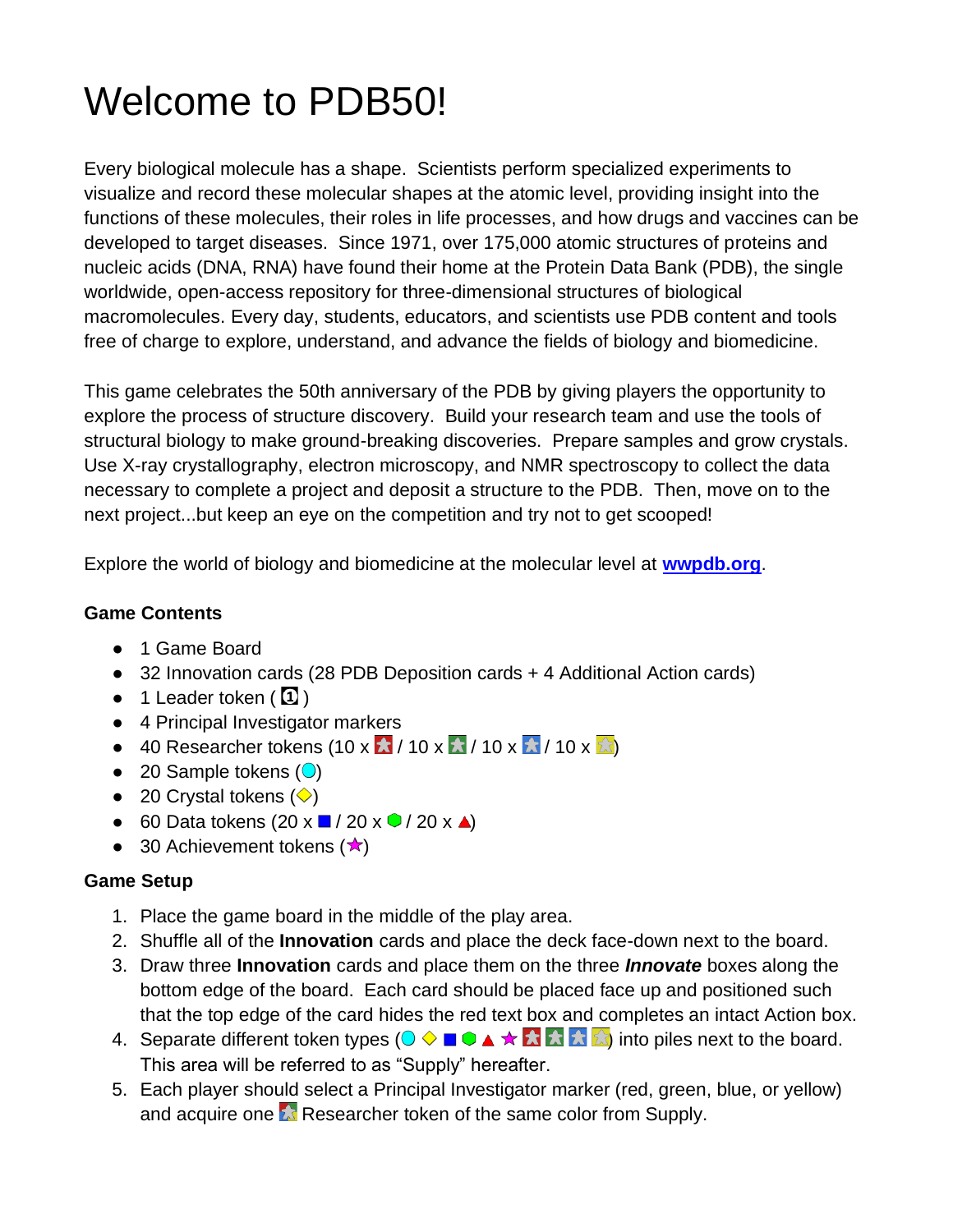# Welcome to PDB50!

Every biological molecule has a shape. Scientists perform specialized experiments to visualize and record these molecular shapes at the atomic level, providing insight into the functions of these molecules, their roles in life processes, and how drugs and vaccines can be developed to target diseases. Since 1971, over 175,000 atomic structures of proteins and nucleic acids (DNA, RNA) have found their home at the Protein Data Bank (PDB), the single worldwide, open-access repository for three-dimensional structures of biological macromolecules. Every day, students, educators, and scientists use PDB content and tools free of charge to explore, understand, and advance the fields of biology and biomedicine.

This game celebrates the 50th anniversary of the PDB by giving players the opportunity to explore the process of structure discovery. Build your research team and use the tools of structural biology to make ground-breaking discoveries. Prepare samples and grow crystals. Use X-ray crystallography, electron microscopy, and NMR spectroscopy to collect the data necessary to complete a project and deposit a structure to the PDB. Then, move on to the next project...but keep an eye on the competition and try not to get scooped!

Explore the world of biology and biomedicine at the molecular level at **wwpdb.org**.

**Game Contents**

- 1 Game Board
- 32 Innovation cards (28 PDB Deposition cards + 4 Additional Action cards)
- 1 Leader token ( ① )
- 4 Principal Investigator markers
- 40 Researcher tokens (10 x red / 10 x green / 10 x blue / 10 x yellow)
- 20 Sample tokens (●)
- 20 Crystal tokens (◇)
- 60 Data tokens (20 x ■ / 20 x ⬢ / 20 x ▲)
- 30 Achievement tokens (★)

**Game Setup**

1. Place the game board in the middle of the play area.
2. Shuffle all of the **Innovation** cards and place the deck face-down next to the board.
3. Draw three **Innovation** cards and place them on the three ***Innovate*** boxes along the bottom edge of the board. Each card should be placed face up and positioned such that the top edge of the card hides the red text box and completes an intact Action box.
4. Separate different token types (● ◇ ■ ⬢ ▲ ★ red green blue yellow) into piles next to the board. This area will be referred to as "Supply" hereafter.
5. Each player should select a Principal Investigator marker (red, green, blue, or yellow) and acquire one Researcher token of the same color from Supply.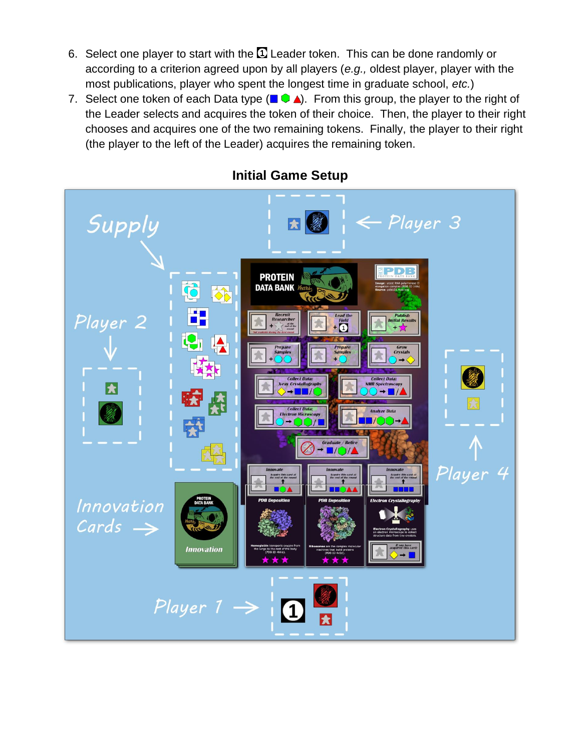6. Select one player to start with the 1 Leader token. This can be done randomly or according to a criterion agreed upon by all players (*e.g.,* oldest player, player with the most publications, player who spent the longest time in graduate school, *etc.*)
7. Select one token of each Data type (■ ⬢ ▲). From this group, the player to the right of the Leader selects and acquires the token of their choice. Then, the player to their right chooses and acquires one of the two remaining tokens. Finally, the player to their right (the player to the left of the Leader) acquires the remaining token.

## Initial Game Setup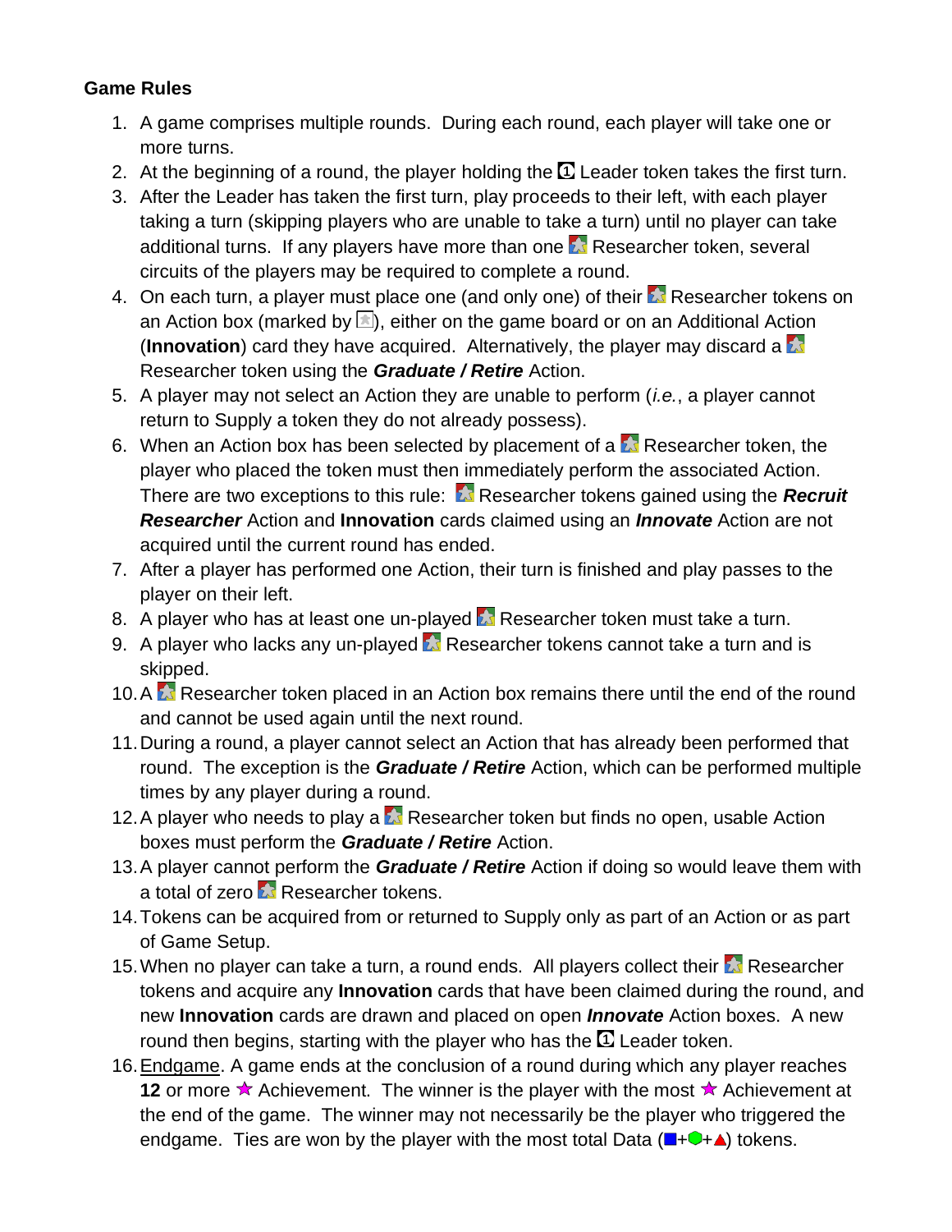**Game Rules**

1. A game comprises multiple rounds. During each round, each player will take one or more turns.
2. At the beginning of a round, the player holding the 1 Leader token takes the first turn.
3. After the Leader has taken the first turn, play proceeds to their left, with each player taking a turn (skipping players who are unable to take a turn) until no player can take additional turns. If any players have more than one Researcher token, several circuits of the players may be required to complete a round.
4. On each turn, a player must place one (and only one) of their Researcher tokens on an Action box (marked by ), either on the game board or on an Additional Action (**Innovation**) card they have acquired. Alternatively, the player may discard a Researcher token using the ***Graduate / Retire*** Action.
5. A player may not select an Action they are unable to perform (*i.e.*, a player cannot return to Supply a token they do not already possess).
6. When an Action box has been selected by placement of a Researcher token, the player who placed the token must then immediately perform the associated Action. There are two exceptions to this rule: Researcher tokens gained using the ***Recruit Researcher*** Action and **Innovation** cards claimed using an ***Innovate*** Action are not acquired until the current round has ended.
7. After a player has performed one Action, their turn is finished and play passes to the player on their left.
8. A player who has at least one un-played Researcher token must take a turn.
9. A player who lacks any un-played Researcher tokens cannot take a turn and is skipped.
10. A Researcher token placed in an Action box remains there until the end of the round and cannot be used again until the next round.
11. During a round, a player cannot select an Action that has already been performed that round. The exception is the ***Graduate / Retire*** Action, which can be performed multiple times by any player during a round.
12. A player who needs to play a Researcher token but finds no open, usable Action boxes must perform the ***Graduate / Retire*** Action.
13. A player cannot perform the ***Graduate / Retire*** Action if doing so would leave them with a total of zero Researcher tokens.
14. Tokens can be acquired from or returned to Supply only as part of an Action or as part of Game Setup.
15. When no player can take a turn, a round ends. All players collect their Researcher tokens and acquire any **Innovation** cards that have been claimed during the round, and new **Innovation** cards are drawn and placed on open ***Innovate*** Action boxes. A new round then begins, starting with the player who has the 1 Leader token.
16. Endgame. A game ends at the conclusion of a round during which any player reaches **12** or more ★ Achievement. The winner is the player with the most ★ Achievement at the end of the game. The winner may not necessarily be the player who triggered the endgame. Ties are won by the player with the most total Data (■+⬢+▲) tokens.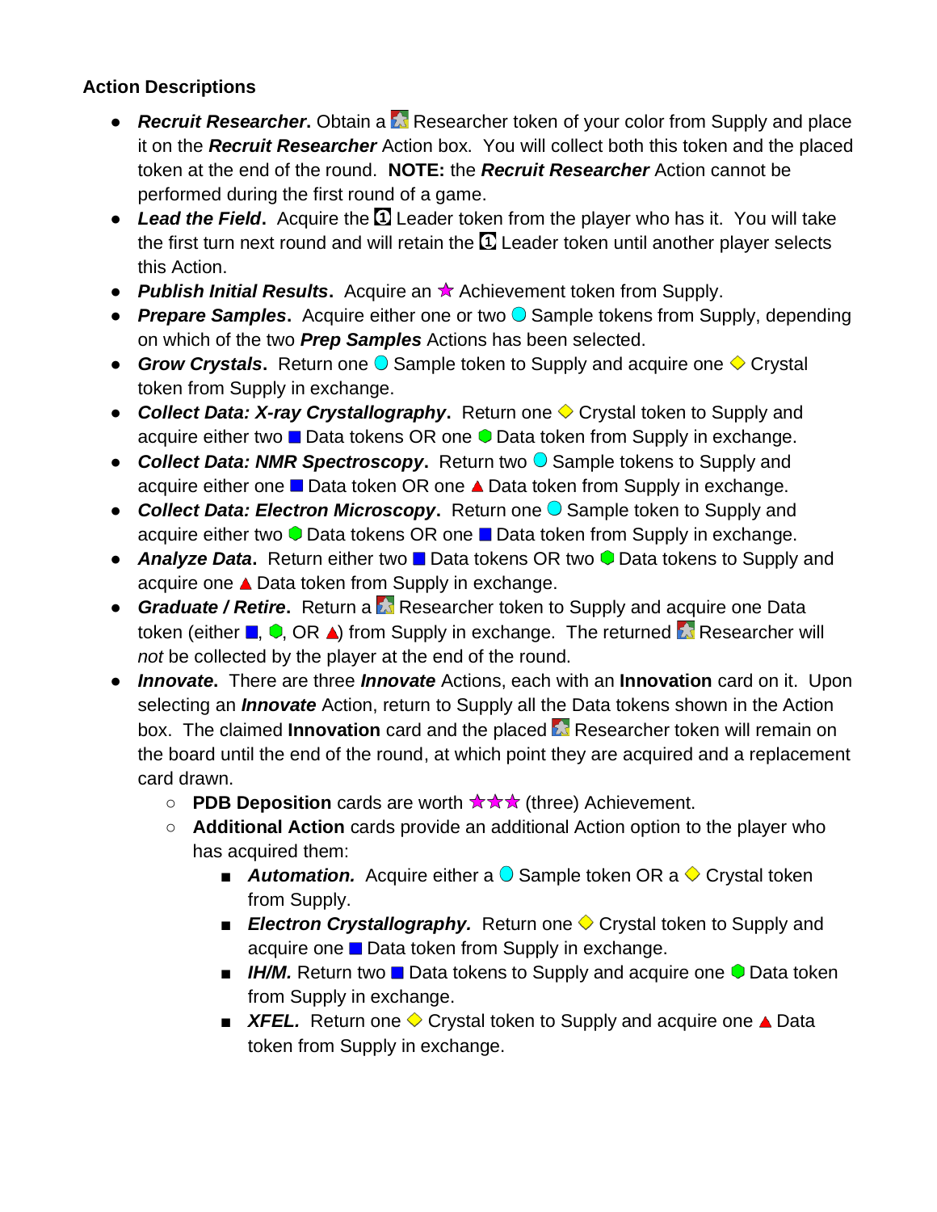**Action Descriptions**

- ***Recruit Researcher*.** Obtain a Researcher token of your color from Supply and place it on the ***Recruit Researcher*** Action box. You will collect both this token and the placed token at the end of the round. **NOTE:** the ***Recruit Researcher*** Action cannot be performed during the first round of a game.
- ***Lead the Field*.** Acquire the ① Leader token from the player who has it. You will take the first turn next round and will retain the ① Leader token until another player selects this Action.
- ***Publish Initial Results*.** Acquire an ★ Achievement token from Supply.
- ***Prepare Samples*.** Acquire either one or two ○ Sample tokens from Supply, depending on which of the two ***Prep Samples*** Actions has been selected.
- ***Grow Crystals*.** Return one ○ Sample token to Supply and acquire one ◇ Crystal token from Supply in exchange.
- ***Collect Data: X-ray Crystallography*.** Return one ◇ Crystal token to Supply and acquire either two ■ Data tokens OR one ⬢ Data token from Supply in exchange.
- ***Collect Data: NMR Spectroscopy*.** Return two ○ Sample tokens to Supply and acquire either one ■ Data token OR one ▲ Data token from Supply in exchange.
- ***Collect Data: Electron Microscopy*.** Return one ○ Sample token to Supply and acquire either two ⬢ Data tokens OR one ■ Data token from Supply in exchange.
- ***Analyze Data*.** Return either two ■ Data tokens OR two ⬢ Data tokens to Supply and acquire one ▲ Data token from Supply in exchange.
- ***Graduate / Retire*.** Return a Researcher token to Supply and acquire one Data token (either ■, ⬢, OR ▲) from Supply in exchange. The returned Researcher will *not* be collected by the player at the end of the round.
- ***Innovate*.** There are three ***Innovate*** Actions, each with an **Innovation** card on it. Upon selecting an ***Innovate*** Action, return to Supply all the Data tokens shown in the Action box. The claimed **Innovation** card and the placed Researcher token will remain on the board until the end of the round, at which point they are acquired and a replacement card drawn.
    - **PDB Deposition** cards are worth ★★★ (three) Achievement.
    - **Additional Action** cards provide an additional Action option to the player who has acquired them:
        - ***Automation.*** Acquire either a ○ Sample token OR a ◇ Crystal token from Supply.
        - ***Electron Crystallography.*** Return one ◇ Crystal token to Supply and acquire one ■ Data token from Supply in exchange.
        - ***IH/M.*** Return two ■ Data tokens to Supply and acquire one ⬢ Data token from Supply in exchange.
        - ***XFEL.*** Return one ◇ Crystal token to Supply and acquire one ▲ Data token from Supply in exchange.